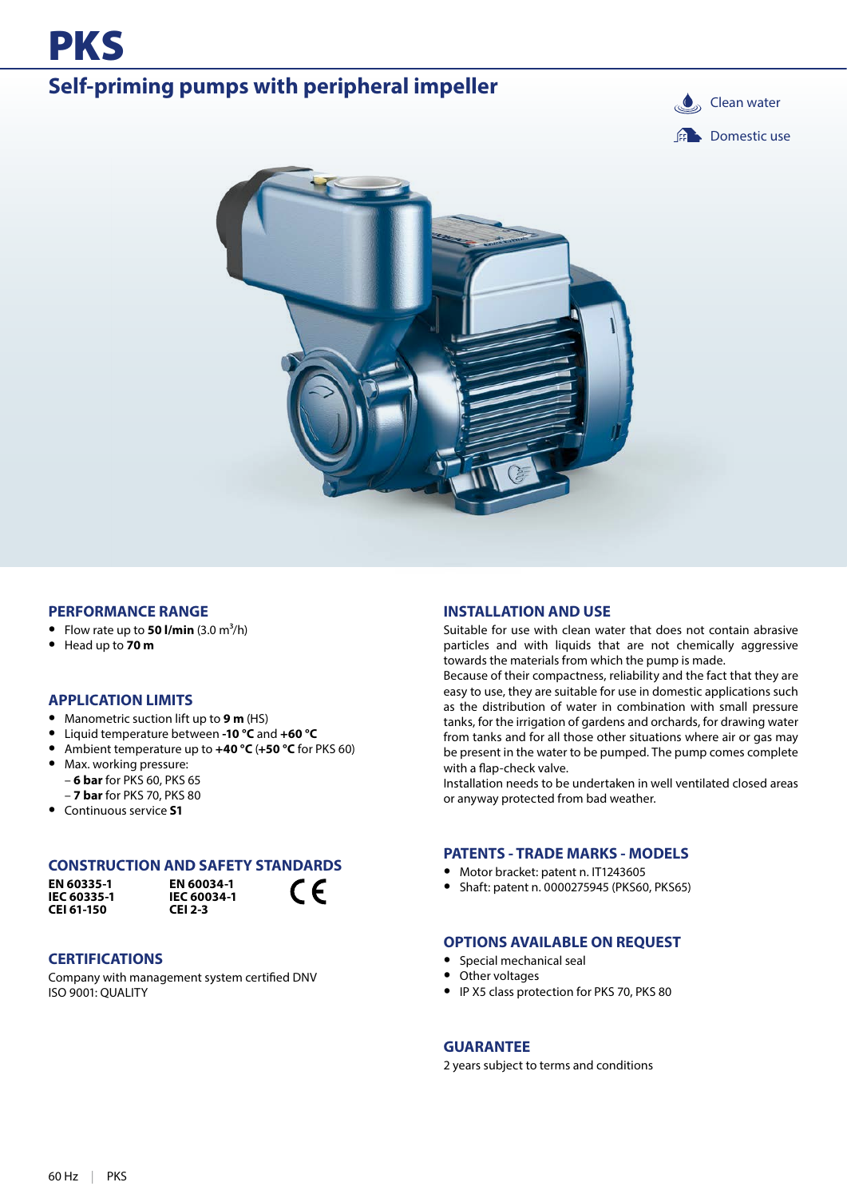# PKS

## Self-priming pumps with peripheral impeller

Clean water

Domestic use

### PERFORMANCE RANGE

- Flow rate up to **50 l/min** (3.0 $m^3$/h)
- Head up to **70 m**

### APPLICATION LIMITS

- Manometric suction lift up to **9 m** (HS)
- Liquid temperature between **-10 °C** and **+60 °C**
- Ambient temperature up to **+40 °C** (**+50 °C** for PKS 60)
- Max. working pressure:
  - **6 bar** for PKS 60, PKS 65
  - **7 bar** for PKS 70, PKS 80
- Continuous service **S1**

### CONSTRUCTION AND SAFETY STANDARDS

**EN 60335-1**
**IEC 60335-1**
**CEI 61-150**

**EN 60034-1**
**IEC 60034-1**
**CEI 2-3**

CE

### CERTIFICATIONS

Company with management system certified DNV ISO 9001: QUALITY

### INSTALLATION AND USE

Suitable for use with clean water that does not contain abrasive particles and with liquids that are not chemically aggressive towards the materials from which the pump is made.
Because of their compactness, reliability and the fact that they are easy to use, they are suitable for use in domestic applications such as the distribution of water in combination with small pressure tanks, for the irrigation of gardens and orchards, for drawing water from tanks and for all those other situations where air or gas may be present in the water to be pumped. The pump comes complete with a flap-check valve.
Installation needs to be undertaken in well ventilated closed areas or anyway protected from bad weather.

### PATENTS - TRADE MARKS - MODELS

- Motor bracket: patent n. IT1243605
- Shaft: patent n. 0000275945 (PKS60, PKS65)

### OPTIONS AVAILABLE ON REQUEST

- Special mechanical seal
- Other voltages
- IP X5 class protection for PKS 70, PKS 80

### GUARANTEE

2 years subject to terms and conditions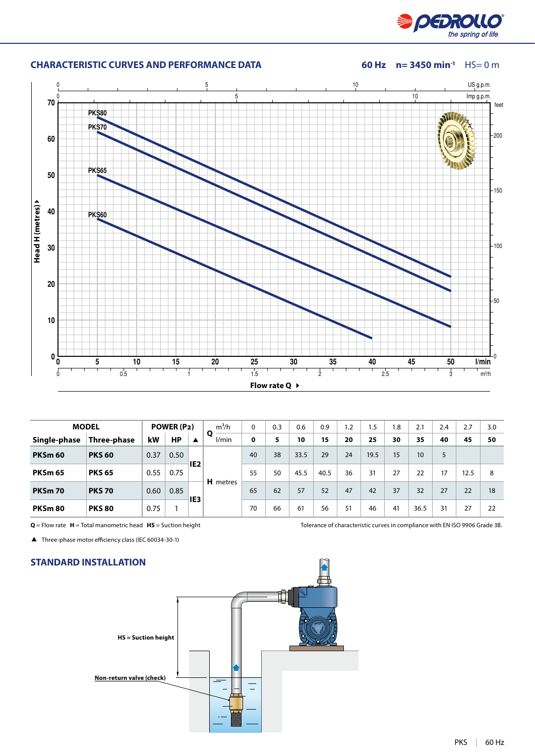## CHARACTERISTIC CURVES AND PERFORMANCE DATA

**60 Hz** **n= 3450 min$^{-1}$** HS= 0 m

| MODEL | | POWER (P2) | | | Q m³/h | 0 | 0.3 | 0.6 | 0.9 | 1.2 | 1.5 | 1.8 | 2.1 | 2.4 | 2.7 | 3.0 |
|---|---|---|---|---|---|---|---|---|---|---|---|---|---|---|---|---|
| Single-phase | Three-phase | kW | HP | ▲ | l/min | 0 | 5 | 10 | 15 | 20 | 25 | 30 | 35 | 40 | 45 | 50 |
| **PKSm 60** | **PKS 60** | 0.37 | 0.50 | IE2 | H metres | 40 | 38 | 33.5 | 29 | 24 | 19.5 | 15 | 10 | 5 | | |
| **PKSm 65** | **PKS 65** | 0.55 | 0.75 | IE2 | H metres | 55 | 50 | 45.5 | 40.5 | 36 | 31 | 27 | 22 | 17 | 12.5 | 8 |
| **PKSm 70** | **PKS 70** | 0.60 | 0.85 | IE3 | H metres | 65 | 62 | 57 | 52 | 47 | 42 | 37 | 32 | 27 | 22 | 18 |
| **PKSm 80** | **PKS 80** | 0.75 | 1 | IE3 | H metres | 70 | 66 | 61 | 56 | 51 | 46 | 41 | 36.5 | 31 | 27 | 22 |

**Q** = Flow rate **H** = Total manometric head **HS** = Suction height

Tolerance of characteristic curves in compliance with EN ISO 9906 Grade 3B.

▲ Three-phase motor efficiency class (IEC 60034-30-1)

## STANDARD INSTALLATION

HS = Suction height

Non-return valve (check)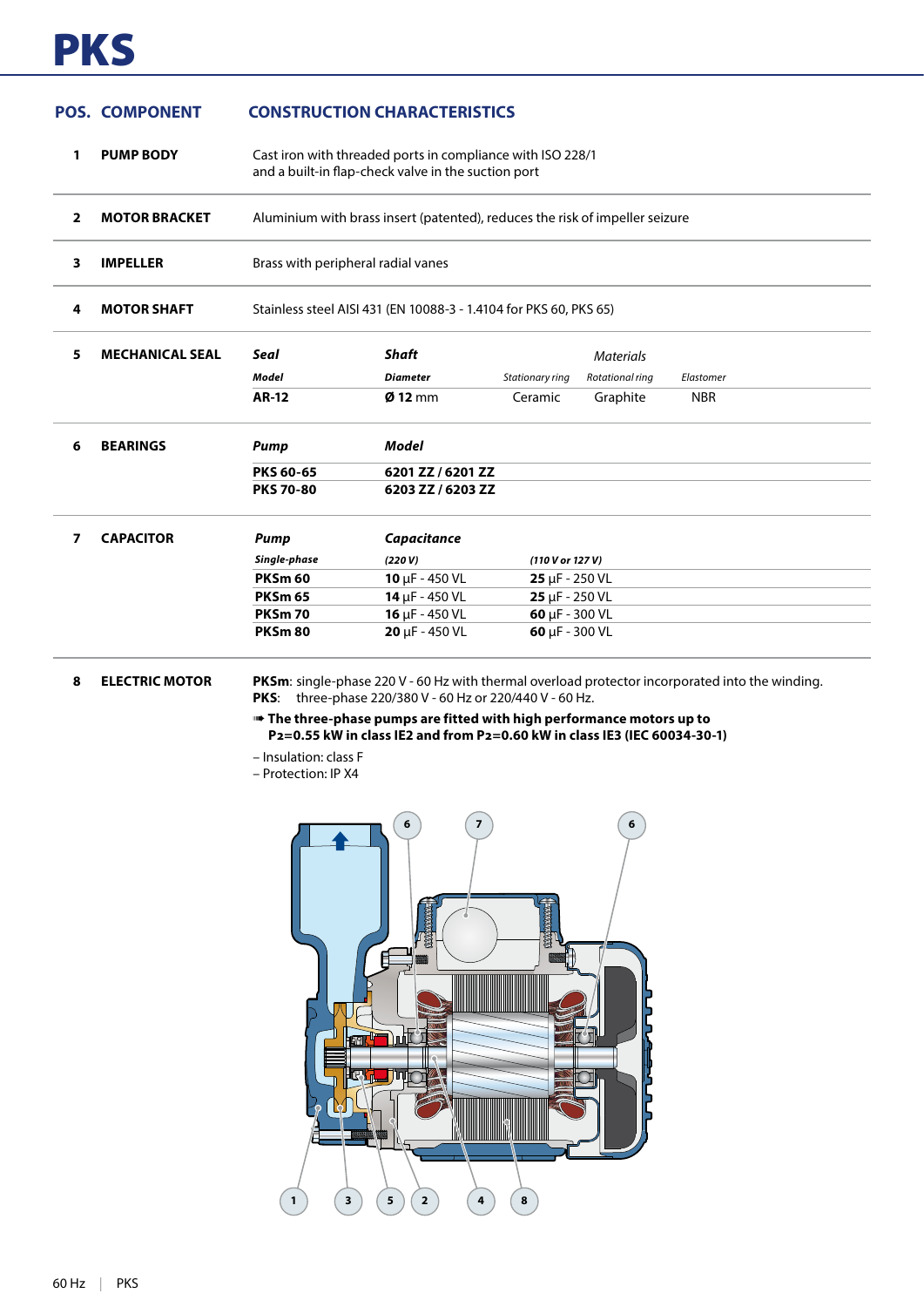# PKS

| POS. | COMPONENT | CONSTRUCTION CHARACTERISTICS |
|---|---|---|
| 1 | PUMP BODY | Cast iron with threaded ports in compliance with ISO 228/1 and a built-in flap-check valve in the suction port |
| 2 | MOTOR BRACKET | Aluminium with brass insert (patented), reduces the risk of impeller seizure |
| 3 | IMPELLER | Brass with peripheral radial vanes |
| 4 | MOTOR SHAFT | Stainless steel AISI 431 (EN 10088-3 - 1.4104 for PKS 60, PKS 65) |

**5 MECHANICAL SEAL**

| *Seal* | *Shaft* | *Materials* | | |
|---|---|---|---|---|
| *Model* | *Diameter* | *Stationary ring* | *Rotational ring* | *Elastomer* |
| **AR-12** | **Ø 12** mm | Ceramic | Graphite | NBR |

**6 BEARINGS**

| *Pump* | *Model* |
|---|---|
| **PKS 60-65** | **6201 ZZ / 6201 ZZ** |
| **PKS 70-80** | **6203 ZZ / 6203 ZZ** |

**7 CAPACITOR**

| *Pump* | *Capacitance* | |
|---|---|---|
| *Single-phase* | *(220 V)* | *(110 V or 127 V)* |
| **PKSm 60** | **10** μF - 450 VL | **25** μF - 250 VL |
| **PKSm 65** | **14** μF - 450 VL | **25** μF - 250 VL |
| **PKSm 70** | **16** μF - 450 VL | **60** μF - 300 VL |
| **PKSm 80** | **20** μF - 450 VL | **60** μF - 300 VL |

**8 ELECTRIC MOTOR**

**PKSm**: single-phase 220 V - 60 Hz with thermal overload protector incorporated into the winding.
**PKS**: three-phase 220/380 V - 60 Hz or 220/440 V - 60 Hz.

➠ **The three-phase pumps are fitted with high performance motors up to $P_2$=0.55 kW in class IE2 and from $P_2$=0.60 kW in class IE3 (IEC 60034-30-1)**

– Insulation: class F
– Protection: IP X4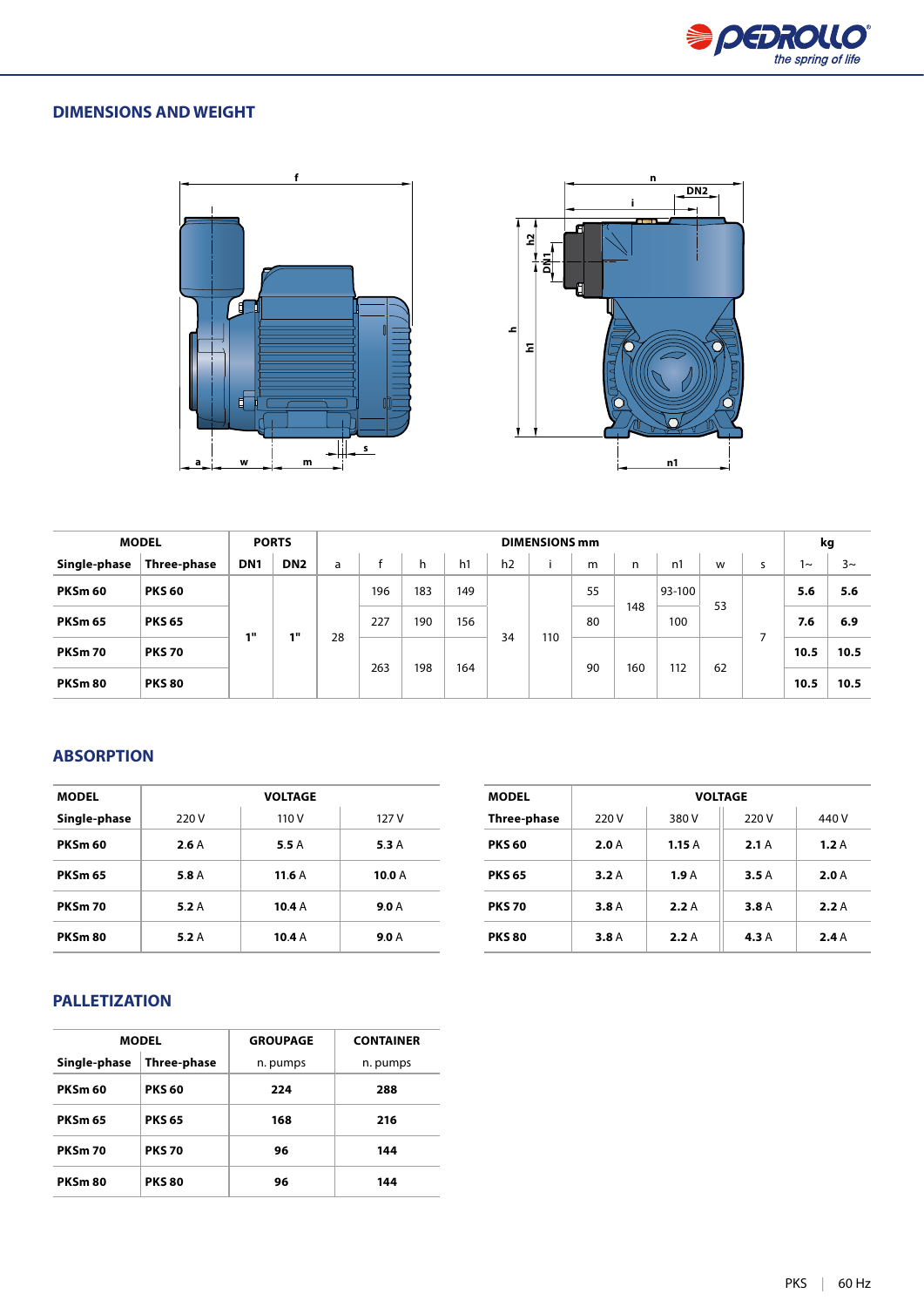## DIMENSIONS AND WEIGHT

| MODEL | | PORTS | | DIMENSIONS mm | | | | | | | | | | | kg | |
|---|---|---|---|---|---|---|---|---|---|---|---|---|---|---|---|---|
| Single-phase | Three-phase | DN1 | DN2 | a | f | h | h1 | h2 | i | m | n | n1 | w | s | 1~ | 3~ |
| PKSm 60 | PKS 60 | 1" | 1" | 28 | 196 | 183 | 149 | 34 | 110 | 55 | 148 | 93-100 | 53 | 7 | 5.6 | 5.6 |
| PKSm 65 | PKS 65 | | | | 227 | 190 | 156 | | | 80 | | 100 | | | 7.6 | 6.9 |
| PKSm 70 | PKS 70 | | | | 263 | 198 | 164 | | | 90 | 160 | 112 | 62 | | 10.5 | 10.5 |
| PKSm 80 | PKS 80 | | | | | | | | | | | | | | 10.5 | 10.5 |

## ABSORPTION

| MODEL | VOLTAGE | | |
|---|---|---|---|
| Single-phase | 220 V | 110 V | 127 V |
| PKSm 60 | 2.6 A | 5.5 A | 5.3 A |
| PKSm 65 | 5.8 A | 11.6 A | 10.0 A |
| PKSm 70 | 5.2 A | 10.4 A | 9.0 A |
| PKSm 80 | 5.2 A | 10.4 A | 9.0 A |

| MODEL | VOLTAGE | | | |
|---|---|---|---|---|
| Three-phase | 220 V | 380 V | 220 V | 440 V |
| PKS 60 | 2.0 A | 1.15 A | 2.1 A | 1.2 A |
| PKS 65 | 3.2 A | 1.9 A | 3.5 A | 2.0 A |
| PKS 70 | 3.8 A | 2.2 A | 3.8 A | 2.2 A |
| PKS 80 | 3.8 A | 2.2 A | 4.3 A | 2.4 A |

## PALLETIZATION

| MODEL | | GROUPAGE | CONTAINER |
|---|---|---|---|
| Single-phase | Three-phase | n. pumps | n. pumps |
| PKSm 60 | PKS 60 | 224 | 288 |
| PKSm 65 | PKS 65 | 168 | 216 |
| PKSm 70 | PKS 70 | 96 | 144 |
| PKSm 80 | PKS 80 | 96 | 144 |